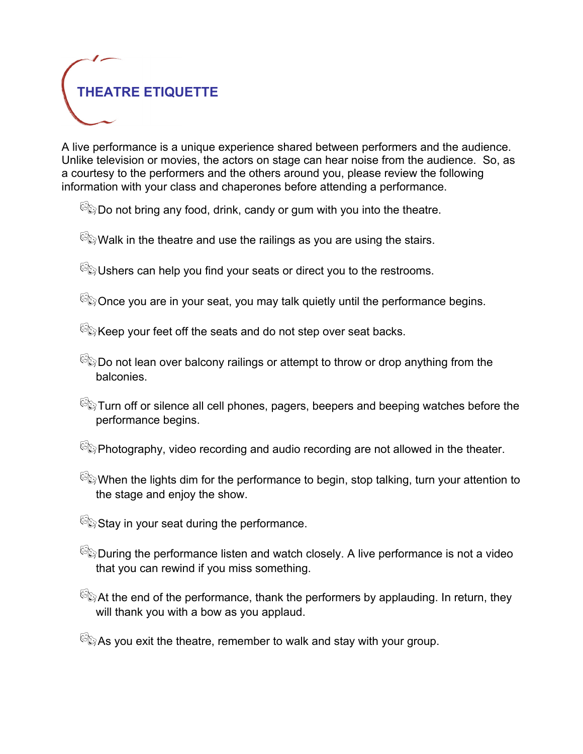# THEATRE ETIQUETTE

A live performance is a unique experience shared between performers and the audience. Unlike television or movies, the actors on stage can hear noise from the audience. So, as a courtesy to the performers and the others around you, please review the following information with your class and chaperones before attending a performance.

- Do not bring any food, drink, candy or gum with you into the theatre.
- Walk in the theatre and use the railings as you are using the stairs.
- Ushers can help you find your seats or direct you to the restrooms.
- Once you are in your seat, you may talk quietly until the performance begins.
- Keep your feet off the seats and do not step over seat backs.
- Do not lean over balcony railings or attempt to throw or drop anything from the balconies.
- Turn off or silence all cell phones, pagers, beepers and beeping watches before the performance begins.
- Photography, video recording and audio recording are not allowed in the theater.
- When the lights dim for the performance to begin, stop talking, turn your attention to the stage and enjoy the show.
- Stay in your seat during the performance.
- During the performance listen and watch closely. A live performance is not a video that you can rewind if you miss something.
- At the end of the performance, thank the performers by applauding. In return, they will thank you with a bow as you applaud.
- As you exit the theatre, remember to walk and stay with your group.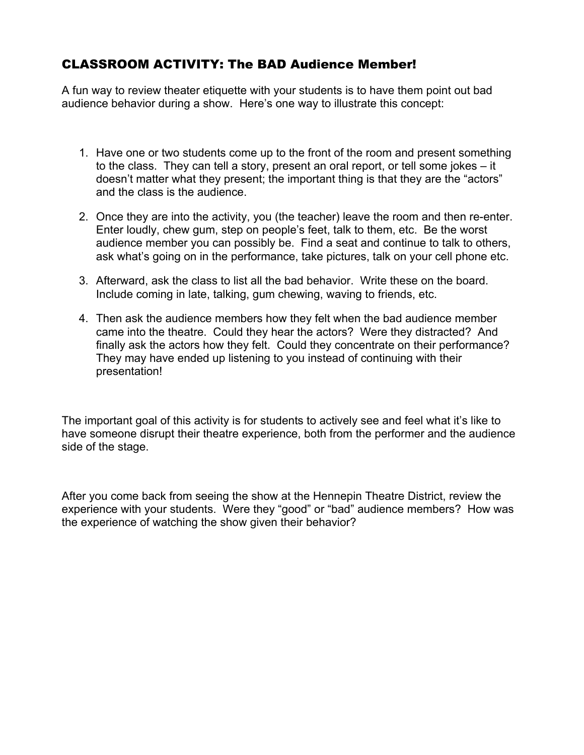## CLASSROOM ACTIVITY: The BAD Audience Member!

A fun way to review theater etiquette with your students is to have them point out bad audience behavior during a show. Here's one way to illustrate this concept:

1. Have one or two students come up to the front of the room and present something to the class. They can tell a story, present an oral report, or tell some jokes – it doesn't matter what they present; the important thing is that they are the "actors" and the class is the audience.
2. Once they are into the activity, you (the teacher) leave the room and then re-enter. Enter loudly, chew gum, step on people's feet, talk to them, etc. Be the worst audience member you can possibly be. Find a seat and continue to talk to others, ask what's going on in the performance, take pictures, talk on your cell phone etc.
3. Afterward, ask the class to list all the bad behavior. Write these on the board. Include coming in late, talking, gum chewing, waving to friends, etc.
4. Then ask the audience members how they felt when the bad audience member came into the theatre. Could they hear the actors? Were they distracted? And finally ask the actors how they felt. Could they concentrate on their performance? They may have ended up listening to you instead of continuing with their presentation!

The important goal of this activity is for students to actively see and feel what it's like to have someone disrupt their theatre experience, both from the performer and the audience side of the stage.

After you come back from seeing the show at the Hennepin Theatre District, review the experience with your students. Were they "good" or "bad" audience members? How was the experience of watching the show given their behavior?